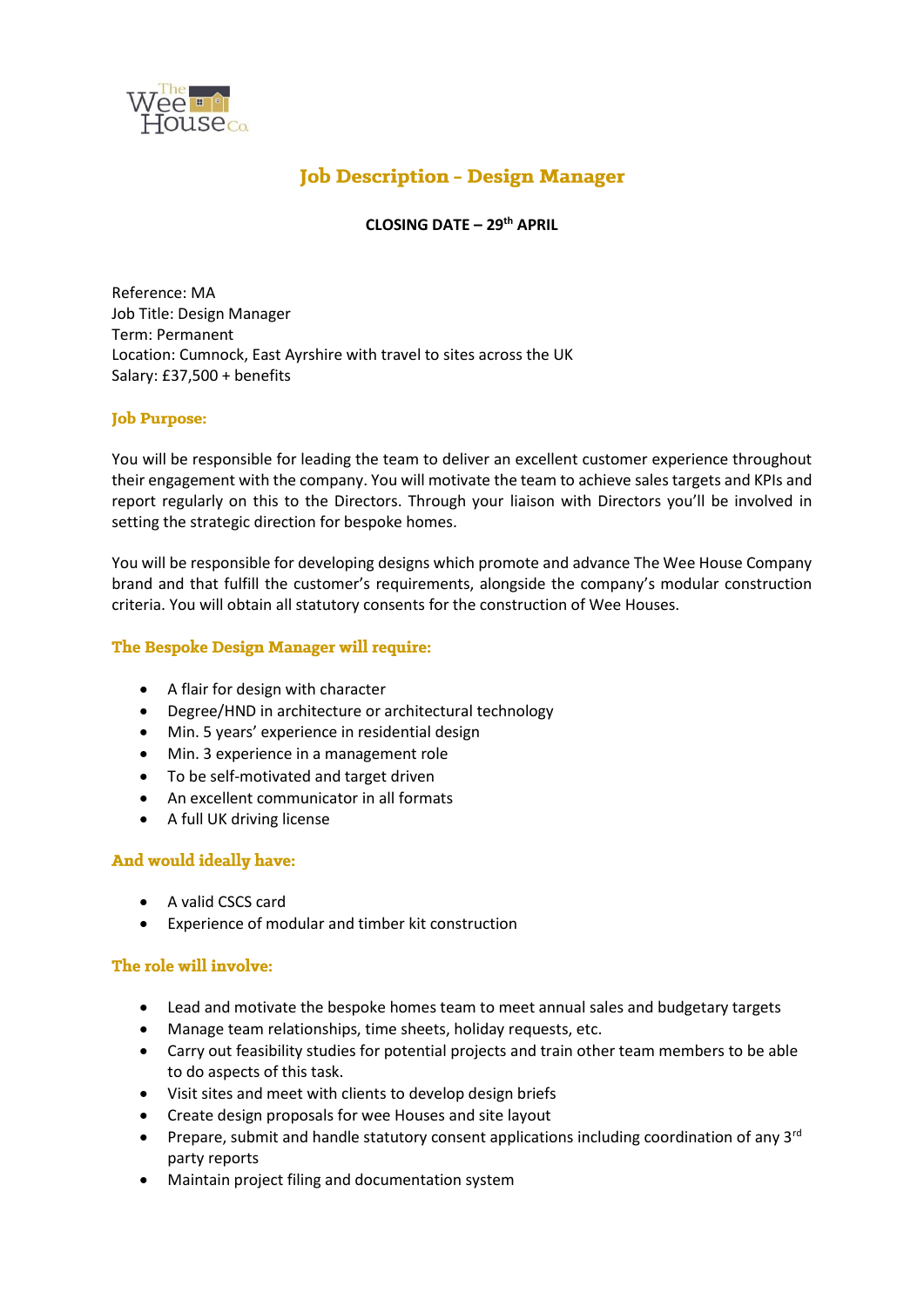# Job Description - Design Manager

**CLOSING DATE – 29th APRIL**

Reference: MA
Job Title: Design Manager
Term: Permanent
Location: Cumnock, East Ayrshire with travel to sites across the UK
Salary: £37,500 + benefits

## Job Purpose:

You will be responsible for leading the team to deliver an excellent customer experience throughout their engagement with the company. You will motivate the team to achieve sales targets and KPIs and report regularly on this to the Directors. Through your liaison with Directors you'll be involved in setting the strategic direction for bespoke homes.

You will be responsible for developing designs which promote and advance The Wee House Company brand and that fulfill the customer's requirements, alongside the company's modular construction criteria. You will obtain all statutory consents for the construction of Wee Houses.

## The Bespoke Design Manager will require:

- A flair for design with character
- Degree/HND in architecture or architectural technology
- Min. 5 years' experience in residential design
- Min. 3 experience in a management role
- To be self-motivated and target driven
- An excellent communicator in all formats
- A full UK driving license

## And would ideally have:

- A valid CSCS card
- Experience of modular and timber kit construction

## The role will involve:

- Lead and motivate the bespoke homes team to meet annual sales and budgetary targets
- Manage team relationships, time sheets, holiday requests, etc.
- Carry out feasibility studies for potential projects and train other team members to be able to do aspects of this task.
- Visit sites and meet with clients to develop design briefs
- Create design proposals for wee Houses and site layout
- Prepare, submit and handle statutory consent applications including coordination of any 3rd party reports
- Maintain project filing and documentation system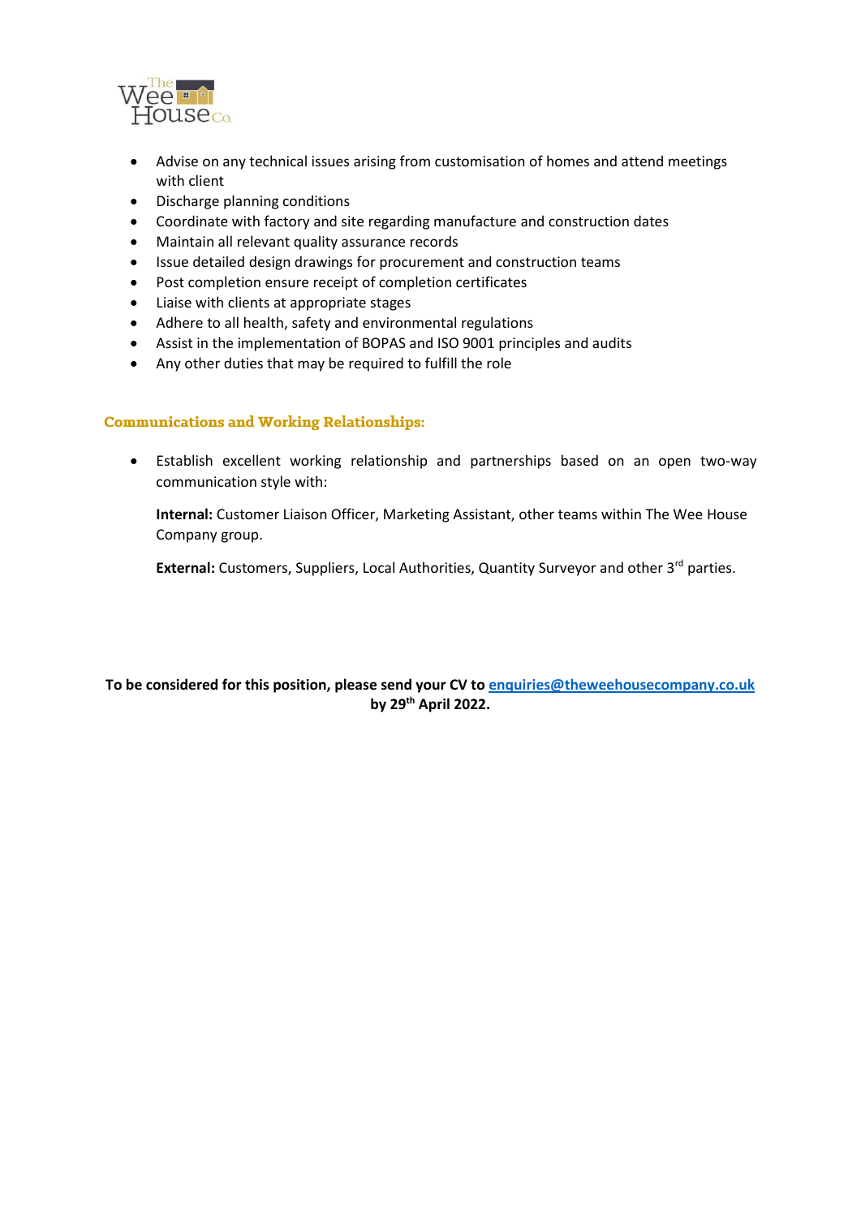- Advise on any technical issues arising from customisation of homes and attend meetings with client
- Discharge planning conditions
- Coordinate with factory and site regarding manufacture and construction dates
- Maintain all relevant quality assurance records
- Issue detailed design drawings for procurement and construction teams
- Post completion ensure receipt of completion certificates
- Liaise with clients at appropriate stages
- Adhere to all health, safety and environmental regulations
- Assist in the implementation of BOPAS and ISO 9001 principles and audits
- Any other duties that may be required to fulfill the role

## Communications and Working Relationships:

- Establish excellent working relationship and partnerships based on an open two-way communication style with:

  **Internal:** Customer Liaison Officer, Marketing Assistant, other teams within The Wee House Company group.

  **External:** Customers, Suppliers, Local Authorities, Quantity Surveyor and other 3rd parties.

**To be considered for this position, please send your CV to [enquiries@theweehousecompany.co.uk](mailto:enquiries@theweehousecompany.co.uk) by 29th April 2022.**